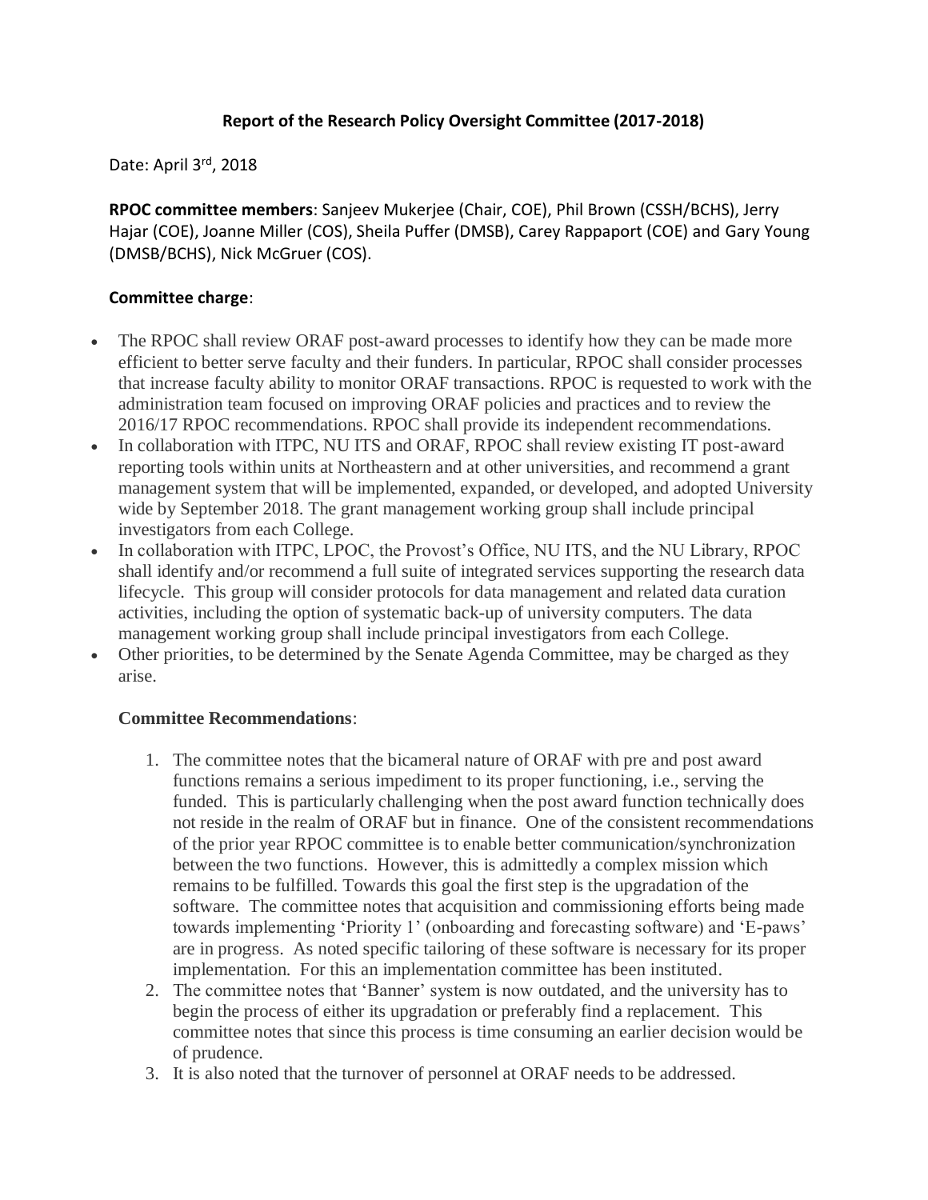**Report of the Research Policy Oversight Committee (2017-2018)**

Date: April 3rd, 2018

**RPOC committee members**: Sanjeev Mukerjee (Chair, COE), Phil Brown (CSSH/BCHS), Jerry Hajar (COE), Joanne Miller (COS), Sheila Puffer (DMSB), Carey Rappaport (COE) and Gary Young (DMSB/BCHS), Nick McGruer (COS).

**Committee charge**:

- The RPOC shall review ORAF post-award processes to identify how they can be made more efficient to better serve faculty and their funders. In particular, RPOC shall consider processes that increase faculty ability to monitor ORAF transactions. RPOC is requested to work with the administration team focused on improving ORAF policies and practices and to review the 2016/17 RPOC recommendations. RPOC shall provide its independent recommendations.
- In collaboration with ITPC, NU ITS and ORAF, RPOC shall review existing IT post-award reporting tools within units at Northeastern and at other universities, and recommend a grant management system that will be implemented, expanded, or developed, and adopted University wide by September 2018. The grant management working group shall include principal investigators from each College.
- In collaboration with ITPC, LPOC, the Provost's Office, NU ITS, and the NU Library, RPOC shall identify and/or recommend a full suite of integrated services supporting the research data lifecycle. This group will consider protocols for data management and related data curation activities, including the option of systematic back-up of university computers. The data management working group shall include principal investigators from each College.
- Other priorities, to be determined by the Senate Agenda Committee, may be charged as they arise.

**Committee Recommendations**:

1. The committee notes that the bicameral nature of ORAF with pre and post award functions remains a serious impediment to its proper functioning, i.e., serving the funded. This is particularly challenging when the post award function technically does not reside in the realm of ORAF but in finance. One of the consistent recommendations of the prior year RPOC committee is to enable better communication/synchronization between the two functions. However, this is admittedly a complex mission which remains to be fulfilled. Towards this goal the first step is the upgradation of the software. The committee notes that acquisition and commissioning efforts being made towards implementing 'Priority 1' (onboarding and forecasting software) and 'E-paws' are in progress. As noted specific tailoring of these software is necessary for its proper implementation. For this an implementation committee has been instituted.
2. The committee notes that 'Banner' system is now outdated, and the university has to begin the process of either its upgradation or preferably find a replacement. This committee notes that since this process is time consuming an earlier decision would be of prudence.
3. It is also noted that the turnover of personnel at ORAF needs to be addressed.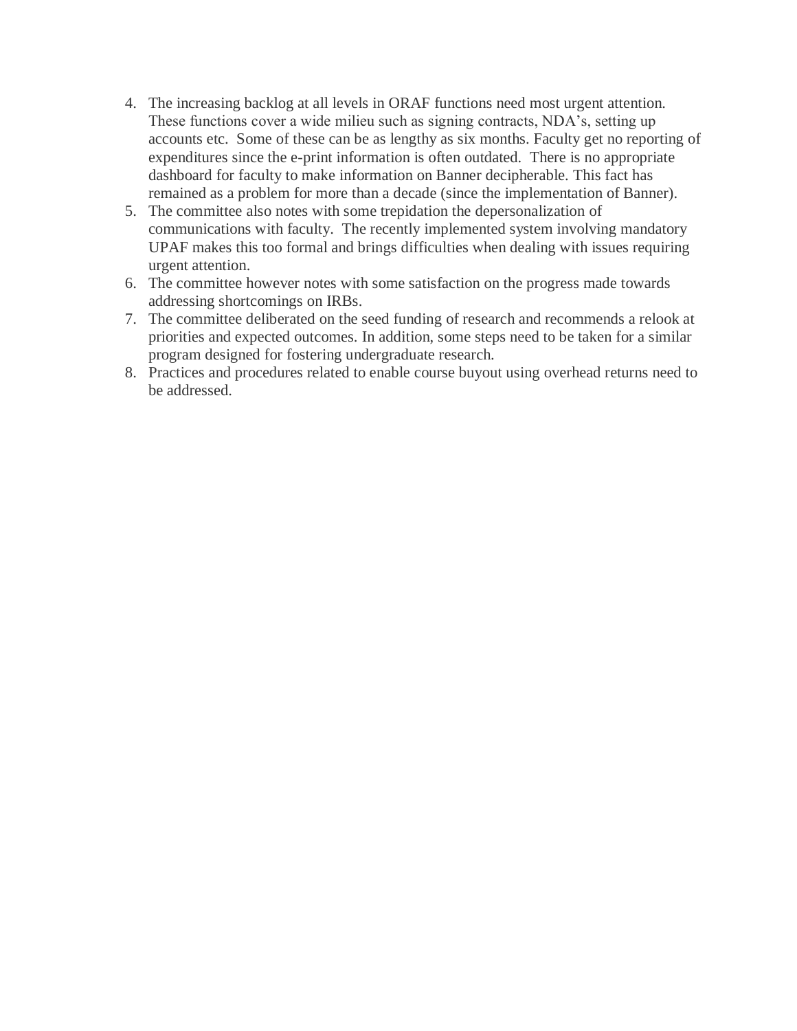4. The increasing backlog at all levels in ORAF functions need most urgent attention. These functions cover a wide milieu such as signing contracts, NDA's, setting up accounts etc. Some of these can be as lengthy as six months. Faculty get no reporting of expenditures since the e-print information is often outdated. There is no appropriate dashboard for faculty to make information on Banner decipherable. This fact has remained as a problem for more than a decade (since the implementation of Banner).
5. The committee also notes with some trepidation the depersonalization of communications with faculty. The recently implemented system involving mandatory UPAF makes this too formal and brings difficulties when dealing with issues requiring urgent attention.
6. The committee however notes with some satisfaction on the progress made towards addressing shortcomings on IRBs.
7. The committee deliberated on the seed funding of research and recommends a relook at priorities and expected outcomes. In addition, some steps need to be taken for a similar program designed for fostering undergraduate research.
8. Practices and procedures related to enable course buyout using overhead returns need to be addressed.